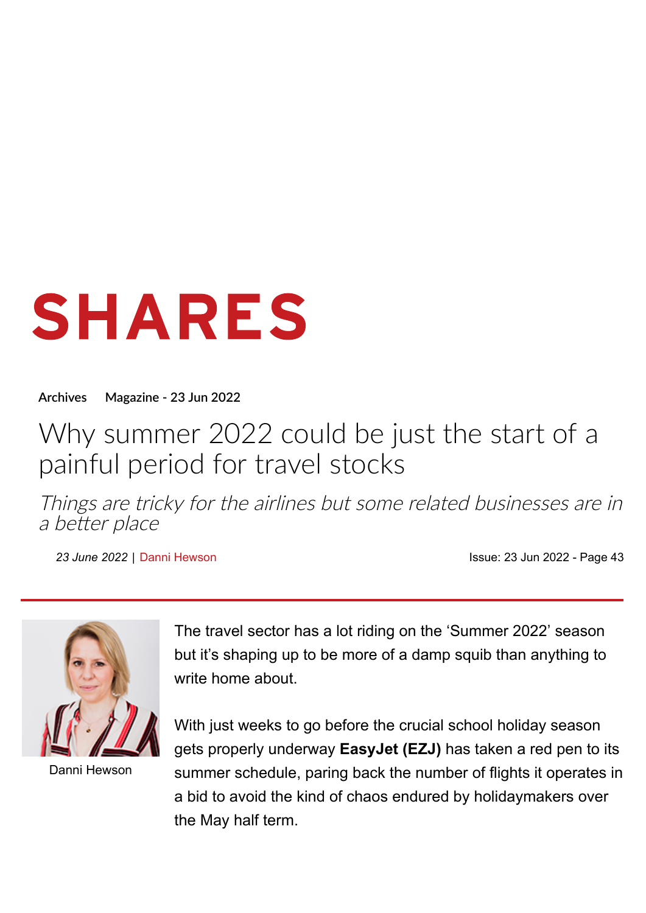SHARES

Archives Magazine - 23 Jun 2022

# Why summer 2022 could be just the start of a painful period for travel stocks

*Things are tricky for the airlines but some related businesses are in a better place*

*23 June 2022* | Danni Hewson

Issue: 23 Jun 2022 - Page 43

Danni Hewson

The travel sector has a lot riding on the 'Summer 2022' season but it's shaping up to be more of a damp squib than anything to write home about.

With just weeks to go before the crucial school holiday season gets properly underway **EasyJet (EZJ)** has taken a red pen to its summer schedule, paring back the number of flights it operates in a bid to avoid the kind of chaos endured by holidaymakers over the May half term.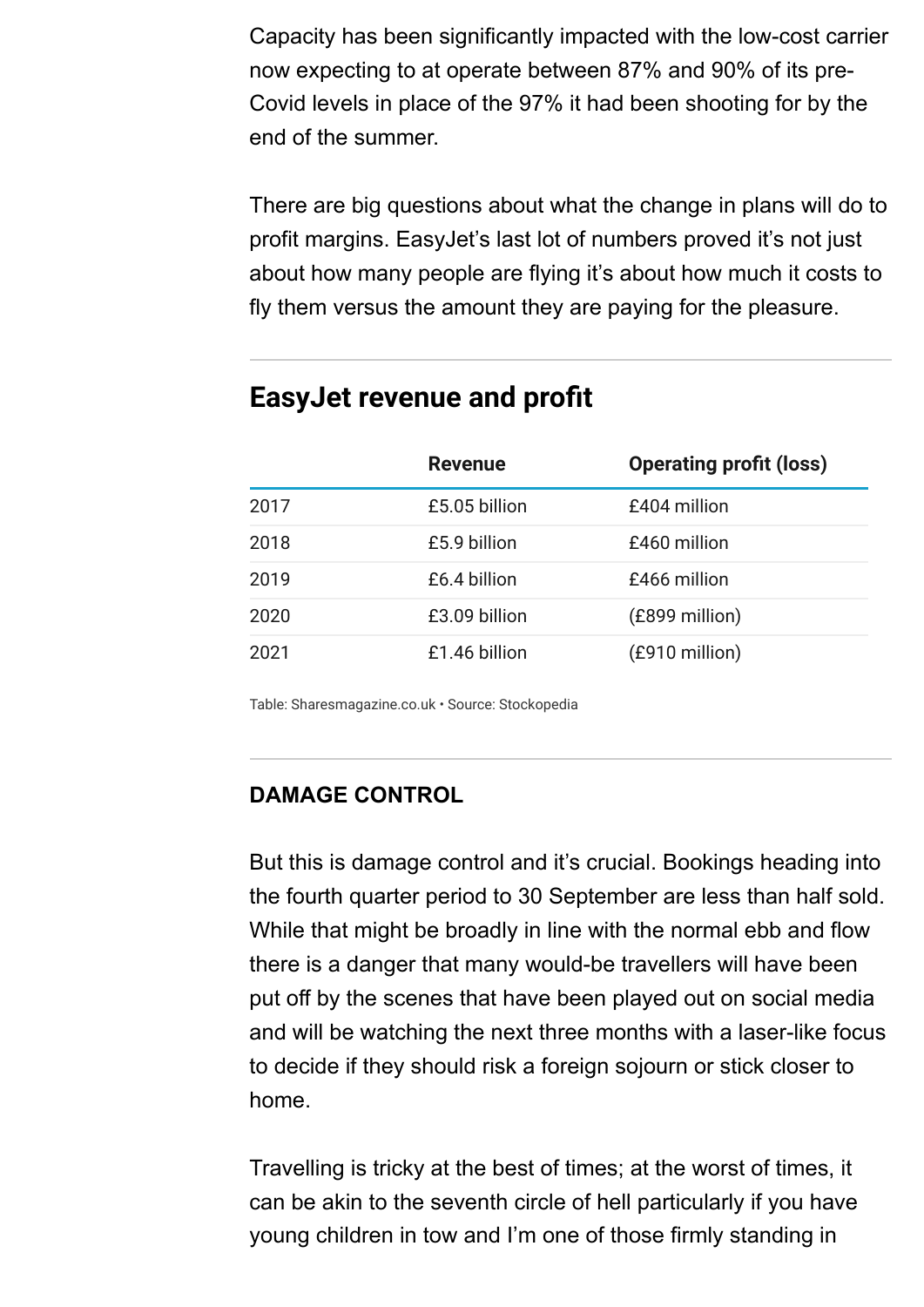Capacity has been significantly impacted with the low-cost carrier now expecting to at operate between 87% and 90% of its pre-Covid levels in place of the 97% it had been shooting for by the end of the summer.

There are big questions about what the change in plans will do to profit margins. EasyJet's last lot of numbers proved it's not just about how many people are flying it's about how much it costs to fly them versus the amount they are paying for the pleasure.

## EasyJet revenue and profit

| | Revenue | Operating profit (loss) |
|---|---|---|
| 2017 | £5.05 billion | £404 million |
| 2018 | £5.9 billion | £460 million |
| 2019 | £6.4 billion | £466 million |
| 2020 | £3.09 billion | (£899 million) |
| 2021 | £1.46 billion | (£910 million) |

Table: Sharesmagazine.co.uk • Source: Stockopedia

**DAMAGE CONTROL**

But this is damage control and it's crucial. Bookings heading into the fourth quarter period to 30 September are less than half sold. While that might be broadly in line with the normal ebb and flow there is a danger that many would-be travellers will have been put off by the scenes that have been played out on social media and will be watching the next three months with a laser-like focus to decide if they should risk a foreign sojourn or stick closer to home.

Travelling is tricky at the best of times; at the worst of times, it can be akin to the seventh circle of hell particularly if you have young children in tow and I'm one of those firmly standing in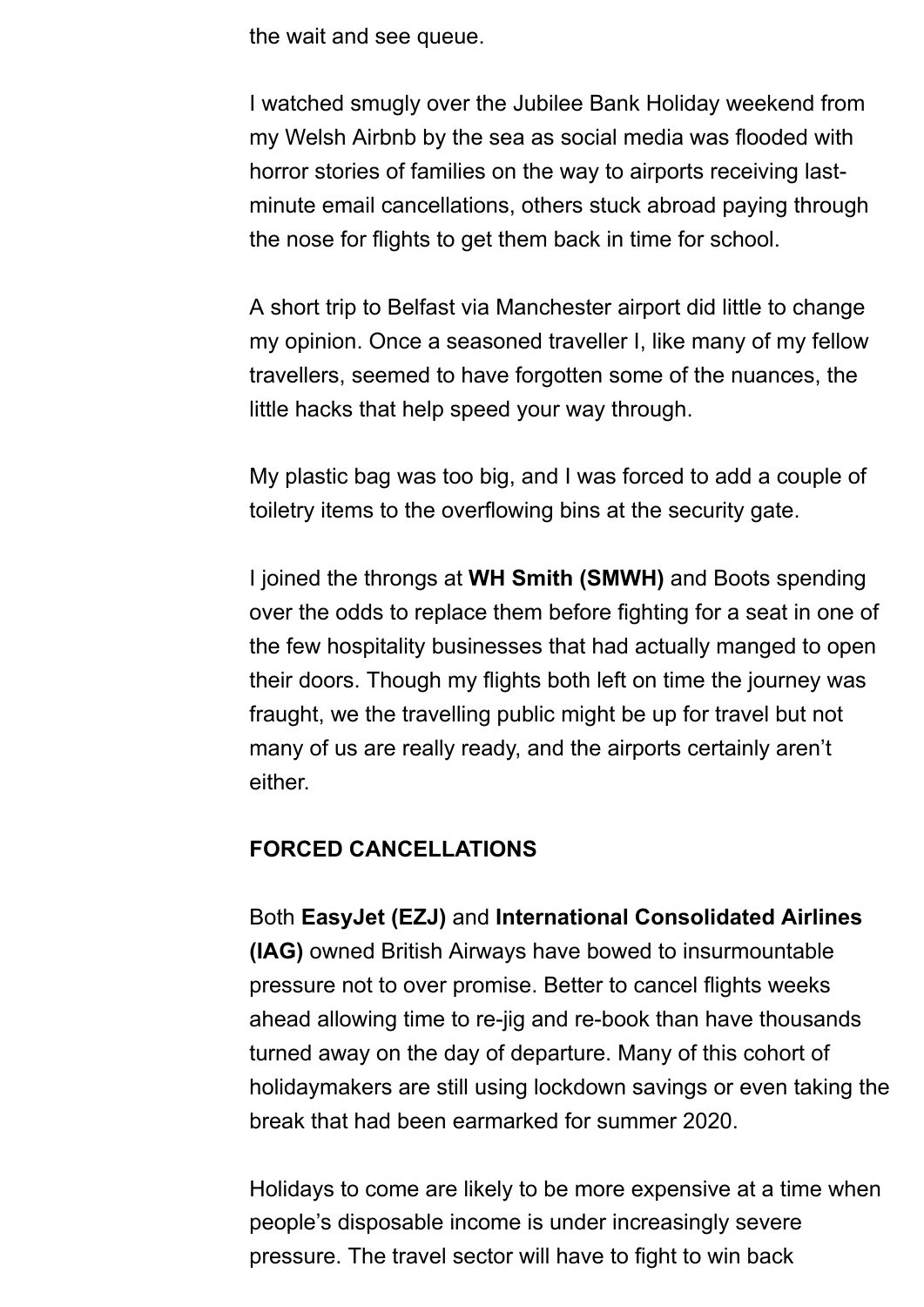the wait and see queue.

I watched smugly over the Jubilee Bank Holiday weekend from my Welsh Airbnb by the sea as social media was flooded with horror stories of families on the way to airports receiving last-minute email cancellations, others stuck abroad paying through the nose for flights to get them back in time for school.

A short trip to Belfast via Manchester airport did little to change my opinion. Once a seasoned traveller I, like many of my fellow travellers, seemed to have forgotten some of the nuances, the little hacks that help speed your way through.

My plastic bag was too big, and I was forced to add a couple of toiletry items to the overflowing bins at the security gate.

I joined the throngs at **WH Smith (SMWH)** and Boots spending over the odds to replace them before fighting for a seat in one of the few hospitality businesses that had actually manged to open their doors. Though my flights both left on time the journey was fraught, we the travelling public might be up for travel but not many of us are really ready, and the airports certainly aren't either.

**FORCED CANCELLATIONS**

Both **EasyJet (EZJ)** and **International Consolidated Airlines (IAG)** owned British Airways have bowed to insurmountable pressure not to over promise. Better to cancel flights weeks ahead allowing time to re-jig and re-book than have thousands turned away on the day of departure. Many of this cohort of holidaymakers are still using lockdown savings or even taking the break that had been earmarked for summer 2020.

Holidays to come are likely to be more expensive at a time when people's disposable income is under increasingly severe pressure. The travel sector will have to fight to win back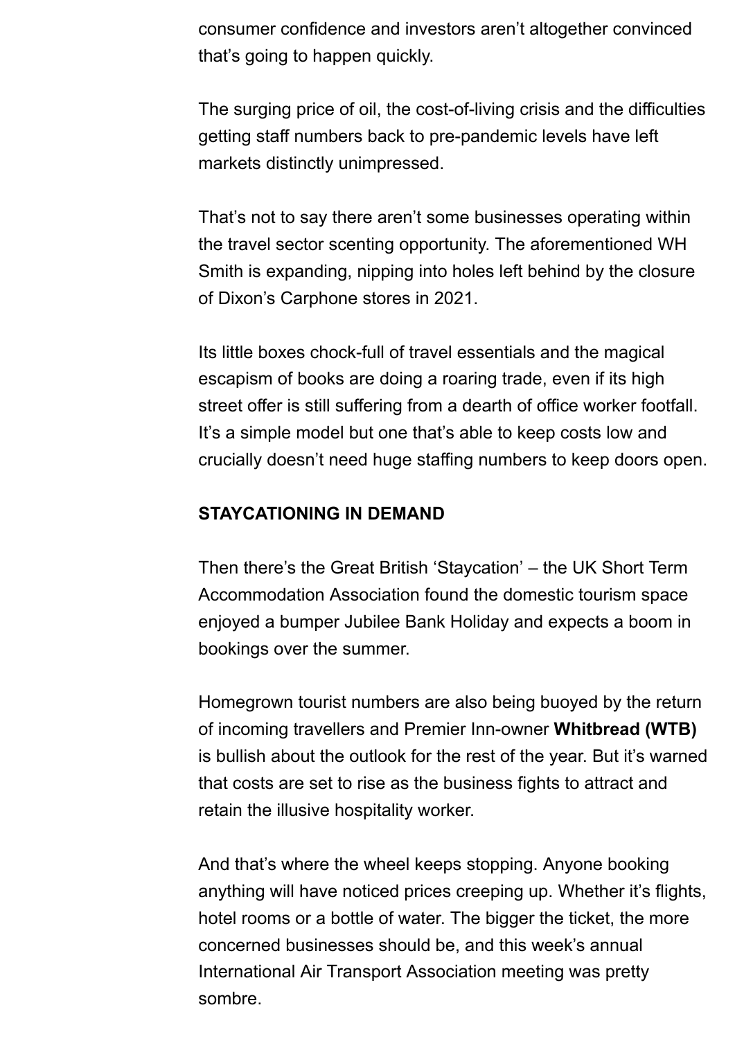consumer confidence and investors aren't altogether convinced that's going to happen quickly.

The surging price of oil, the cost-of-living crisis and the difficulties getting staff numbers back to pre-pandemic levels have left markets distinctly unimpressed.

That's not to say there aren't some businesses operating within the travel sector scenting opportunity. The aforementioned WH Smith is expanding, nipping into holes left behind by the closure of Dixon's Carphone stores in 2021.

Its little boxes chock-full of travel essentials and the magical escapism of books are doing a roaring trade, even if its high street offer is still suffering from a dearth of office worker footfall. It's a simple model but one that's able to keep costs low and crucially doesn't need huge staffing numbers to keep doors open.

**STAYCATIONING IN DEMAND**

Then there's the Great British 'Staycation' – the UK Short Term Accommodation Association found the domestic tourism space enjoyed a bumper Jubilee Bank Holiday and expects a boom in bookings over the summer.

Homegrown tourist numbers are also being buoyed by the return of incoming travellers and Premier Inn-owner **Whitbread (WTB)** is bullish about the outlook for the rest of the year. But it's warned that costs are set to rise as the business fights to attract and retain the illusive hospitality worker.

And that's where the wheel keeps stopping. Anyone booking anything will have noticed prices creeping up. Whether it's flights, hotel rooms or a bottle of water. The bigger the ticket, the more concerned businesses should be, and this week's annual International Air Transport Association meeting was pretty sombre.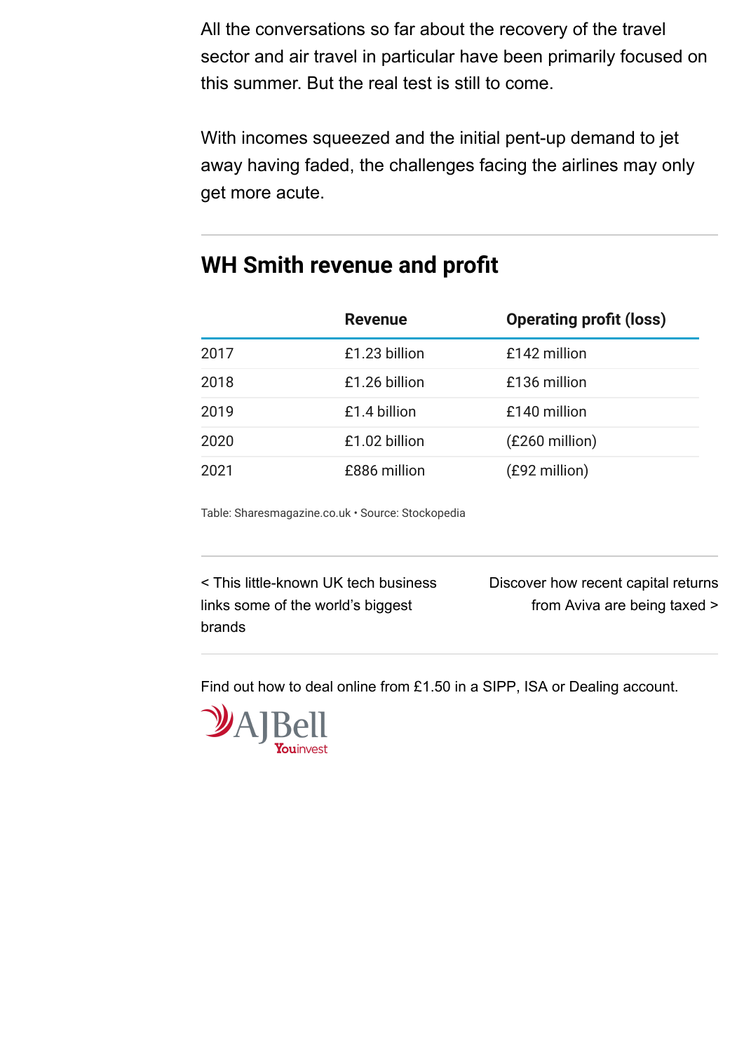All the conversations so far about the recovery of the travel sector and air travel in particular have been primarily focused on this summer. But the real test is still to come.

With incomes squeezed and the initial pent-up demand to jet away having faded, the challenges facing the airlines may only get more acute.

## WH Smith revenue and profit

| | Revenue | Operating profit (loss) |
|---|---|---|
| 2017 | £1.23 billion | £142 million |
| 2018 | £1.26 billion | £136 million |
| 2019 | £1.4 billion | £140 million |
| 2020 | £1.02 billion | (£260 million) |
| 2021 | £886 million | (£92 million) |

Table: Sharesmagazine.co.uk • Source: Stockopedia

< This little-known UK tech business links some of the world's biggest brands

Discover how recent capital returns from Aviva are being taxed >

Find out how to deal online from £1.50 in a SIPP, ISA or Dealing account.

AJBell Youinvest